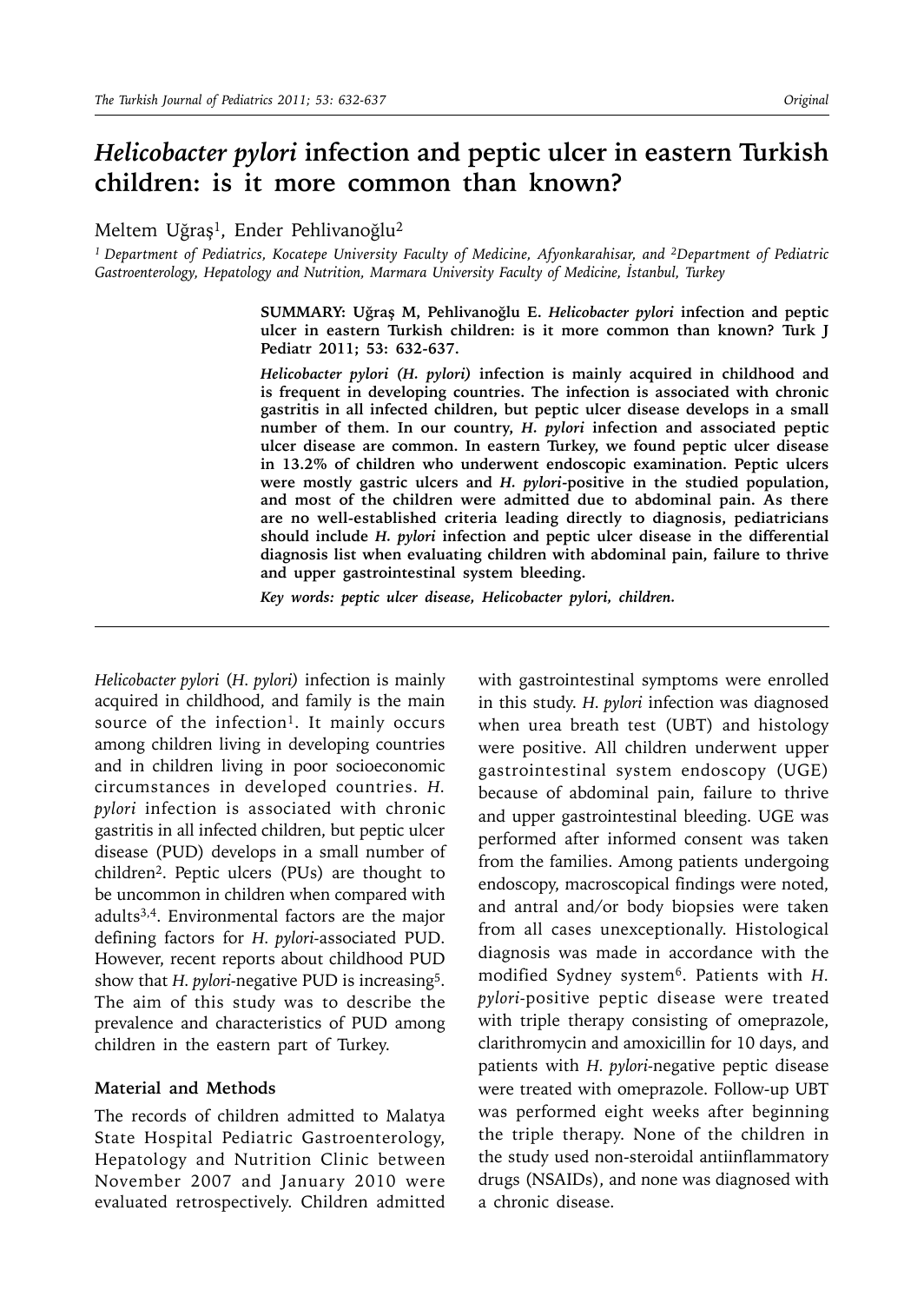# *Helicobacter pylori* infection and peptic ulcer in eastern Turkish children: is it more common than known?

Meltem Uğraş[1], Ender Pehlivanoğlu[2]

[1] Department of Pediatrics, Kocatepe University Faculty of Medicine, Afyonkarahisar, and [2]Department of Pediatric Gastroenterology, Hepatology and Nutrition, Marmara University Faculty of Medicine, İstanbul, Turkey

**SUMMARY: Uğraş M, Pehlivanoğlu E. *Helicobacter pylori* infection and peptic ulcer in eastern Turkish children: is it more common than known? Turk J Pediatr 2011; 53: 632-637.**

***Helicobacter pylori (H. pylori)* infection is mainly acquired in childhood and is frequent in developing countries. The infection is associated with chronic gastritis in all infected children, but peptic ulcer disease develops in a small number of them. In our country, *H. pylori* infection and associated peptic ulcer disease are common. In eastern Turkey, we found peptic ulcer disease in 13.2% of children who underwent endoscopic examination. Peptic ulcers were mostly gastric ulcers and *H. pylori*-positive in the studied population, and most of the children were admitted due to abdominal pain. As there are no well-established criteria leading directly to diagnosis, pediatricians should include *H. pylori* infection and peptic ulcer disease in the differential diagnosis list when evaluating children with abdominal pain, failure to thrive and upper gastrointestinal system bleeding.**

***Key words: peptic ulcer disease, Helicobacter pylori, children.***

*Helicobacter pylori* (*H. pylori)* infection is mainly acquired in childhood, and family is the main source of the infection[1]. It mainly occurs among children living in developing countries and in children living in poor socioeconomic circumstances in developed countries. *H. pylori* infection is associated with chronic gastritis in all infected children, but peptic ulcer disease (PUD) develops in a small number of children[2]. Peptic ulcers (PUs) are thought to be uncommon in children when compared with adults[3,4]. Environmental factors are the major defining factors for *H. pylori*-associated PUD. However, recent reports about childhood PUD show that *H. pylori*-negative PUD is increasing[5]. The aim of this study was to describe the prevalence and characteristics of PUD among children in the eastern part of Turkey.

### Material and Methods

The records of children admitted to Malatya State Hospital Pediatric Gastroenterology, Hepatology and Nutrition Clinic between November 2007 and January 2010 were evaluated retrospectively. Children admitted with gastrointestinal symptoms were enrolled in this study. *H. pylori* infection was diagnosed when urea breath test (UBT) and histology were positive. All children underwent upper gastrointestinal system endoscopy (UGE) because of abdominal pain, failure to thrive and upper gastrointestinal bleeding. UGE was performed after informed consent was taken from the families. Among patients undergoing endoscopy, macroscopical findings were noted, and antral and/or body biopsies were taken from all cases unexceptionally. Histological diagnosis was made in accordance with the modified Sydney system[6]. Patients with *H. pylori*-positive peptic disease were treated with triple therapy consisting of omeprazole, clarithromycin and amoxicillin for 10 days, and patients with *H. pylori*-negative peptic disease were treated with omeprazole. Follow-up UBT was performed eight weeks after beginning the triple therapy. None of the children in the study used non-steroidal antiinflammatory drugs (NSAIDs), and none was diagnosed with a chronic disease.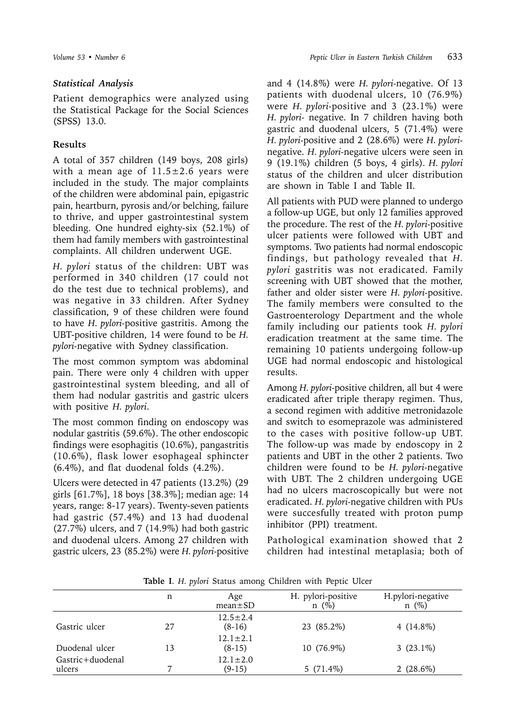### *Statistical Analysis*

Patient demographics were analyzed using the Statistical Package for the Social Sciences (SPSS) 13.0.

### Results

A total of 357 children (149 boys, 208 girls) with a mean age of 11.5±2.6 years were included in the study. The major complaints of the children were abdominal pain, epigastric pain, heartburn, pyrosis and/or belching, failure to thrive, and upper gastrointestinal system bleeding. One hundred eighty-six (52.1%) of them had family members with gastrointestinal complaints. All children underwent UGE.

*H. pylori* status of the children: UBT was performed in 340 children (17 could not do the test due to technical problems), and was negative in 33 children. After Sydney classification, 9 of these children were found to have *H. pylori*-positive gastritis. Among the UBT-positive children, 14 were found to be *H. pylori*-negative with Sydney classification.

The most common symptom was abdominal pain. There were only 4 children with upper gastrointestinal system bleeding, and all of them had nodular gastritis and gastric ulcers with positive *H. pylori*.

The most common finding on endoscopy was nodular gastritis (59.6%). The other endoscopic findings were esophagitis (10.6%), pangastritis (10.6%), flask lower esophageal sphincter (6.4%), and flat duodenal folds (4.2%).

Ulcers were detected in 47 patients (13.2%) (29 girls [61.7%], 18 boys [38.3%]; median age: 14 years, range: 8-17 years). Twenty-seven patients had gastric (57.4%) and 13 had duodenal (27.7%) ulcers, and 7 (14.9%) had both gastric and duodenal ulcers. Among 27 children with gastric ulcers, 23 (85.2%) were *H. pylori*-positive and 4 (14.8%) were *H. pylori*-negative. Of 13 patients with duodenal ulcers, 10 (76.9%) were *H. pylori*-positive and 3 (23.1%) were *H. pylori*- negative. In 7 children having both gastric and duodenal ulcers, 5 (71.4%) were *H. pylori*-positive and 2 (28.6%) were *H. pylori*-negative. *H. pylori*-negative ulcers were seen in 9 (19.1%) children (5 boys, 4 girls). *H. pylori* status of the children and ulcer distribution are shown in Table I and Table II.

All patients with PUD were planned to undergo a follow-up UGE, but only 12 families approved the procedure. The rest of the *H. pylori*-positive ulcer patients were followed with UBT and symptoms. Two patients had normal endoscopic findings, but pathology revealed that *H. pylori* gastritis was not eradicated. Family screening with UBT showed that the mother, father and older sister were *H. pylori*-positive. The family members were consulted to the Gastroenterology Department and the whole family including our patients took *H. pylori* eradication treatment at the same time. The remaining 10 patients undergoing follow-up UGE had normal endoscopic and histological results.

Among *H. pylori*-positive children, all but 4 were eradicated after triple therapy regimen. Thus, a second regimen with additive metronidazole and switch to esomeprazole was administered to the cases with positive follow-up UBT. The follow-up was made by endoscopy in 2 patients and UBT in the other 2 patients. Two children were found to be *H. pylori*-negative with UBT. The 2 children undergoing UGE had no ulcers macroscopically but were not eradicated. *H. pylori*-negative children with PUs were succesfully treated with proton pump inhibitor (PPI) treatment.

Pathological examination showed that 2 children had intestinal metaplasia; both of

**Table I**. *H. pylori* Status among Children with Peptic Ulcer

| | n | Age mean±SD | H. pylori-positive n (%) | H.pylori-negative n (%) |
|---|---|---|---|---|
| Gastric ulcer | 27 | 12.5±2.4 (8-16) | 23 (85.2%) | 4 (14.8%) |
| Duodenal ulcer | 13 | 12.1±2.1 (8-15) | 10 (76.9%) | 3 (23.1%) |
| Gastric+duodenal ulcers | 7 | 12.1±2.0 (9-15) | 5 (71.4%) | 2 (28.6%) |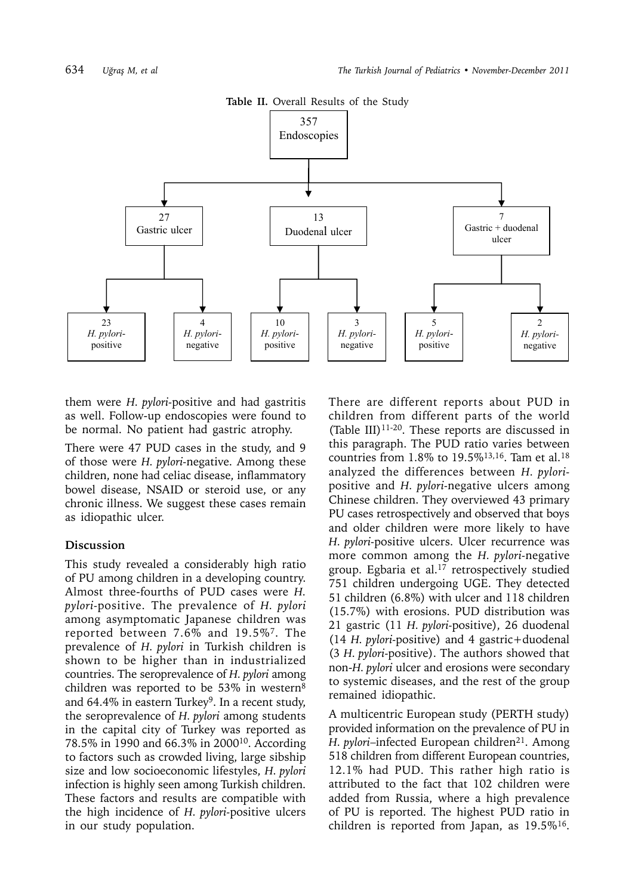**Table II.** Overall Results of the Study

| Endoscopies | Ulcer type | Ulcer cases | *H. pylori*-positive | *H. pylori*-negative |
| --- | --- | --- | --- | --- |
| 357 | Gastric ulcer | 27 | 23 | 4 |
| | Duodenal ulcer | 13 | 10 | 3 |
| | Gastric + duodenal ulcer | 7 | 5 | 2 |

them were *H. pylori*-positive and had gastritis as well. Follow-up endoscopies were found to be normal. No patient had gastric atrophy.

There were 47 PUD cases in the study, and 9 of those were *H. pylori*-negative. Among these children, none had celiac disease, inflammatory bowel disease, NSAID or steroid use, or any chronic illness. We suggest these cases remain as idiopathic ulcer.

## Discussion

This study revealed a considerably high ratio of PU among children in a developing country. Almost three-fourths of PUD cases were *H. pylori*-positive. The prevalence of *H. pylori* among asymptomatic Japanese children was reported between 7.6% and 19.5%[7]. The prevalence of *H. pylori* in Turkish children is shown to be higher than in industrialized countries. The seroprevalence of *H. pylori* among children was reported to be 53% in western[8] and 64.4% in eastern Turkey[9]. In a recent study, the seroprevalence of *H. pylori* among students in the capital city of Turkey was reported as 78.5% in 1990 and 66.3% in 2000[10]. According to factors such as crowded living, large sibship size and low socioeconomic lifestyles, *H. pylori* infection is highly seen among Turkish children. These factors and results are compatible with the high incidence of *H. pylori*-positive ulcers in our study population.

There are different reports about PUD in children from different parts of the world (Table III)[11-20]. These reports are discussed in this paragraph. The PUD ratio varies between countries from 1.8% to 19.5%[13,16]. Tam et al.[18] analyzed the differences between *H. pylori*-positive and *H. pylori*-negative ulcers among Chinese children. They overviewed 43 primary PU cases retrospectively and observed that boys and older children were more likely to have *H. pylori*-positive ulcers. Ulcer recurrence was more common among the *H. pylori*-negative group. Egbaria et al.[17] retrospectively studied 751 children undergoing UGE. They detected 51 children (6.8%) with ulcer and 118 children (15.7%) with erosions. PUD distribution was 21 gastric (11 *H. pylori*-positive), 26 duodenal (14 *H. pylori*-positive) and 4 gastric+duodenal (3 *H. pylori*-positive). The authors showed that non-*H. pylori* ulcer and erosions were secondary to systemic diseases, and the rest of the group remained idiopathic.

A multicentric European study (PERTH study) provided information on the prevalence of PU in *H. pylori*–infected European children[21]. Among 518 children from different European countries, 12.1% had PUD. This rather high ratio is attributed to the fact that 102 children were added from Russia, where a high prevalence of PU is reported. The highest PUD ratio in children is reported from Japan, as 19.5%[16].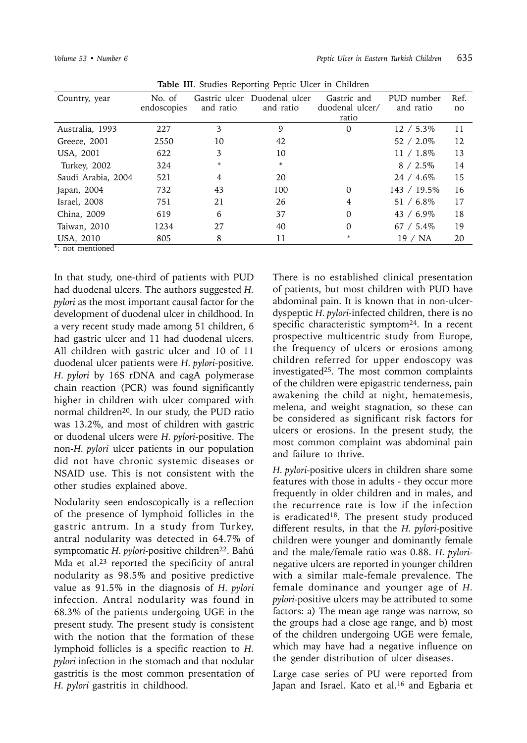**Table III**. Studies Reporting Peptic Ulcer in Children

| Country, year | No. of endoscopies | Gastric ulcer and ratio | Duodenal ulcer and ratio | Gastric and duodenal ulcer/ ratio | PUD number and ratio | Ref. no |
|---|---|---|---|---|---|---|
| Australia, 1993 | 227 | 3 | 9 | 0 | 12 / 5.3% | 11 |
| Greece, 2001 | 2550 | 10 | 42 | | 52 / 2.0% | 12 |
| USA, 2001 | 622 | 3 | 10 | | 11 / 1.8% | 13 |
| Turkey, 2002 | 324 | * | * | | 8 / 2.5% | 14 |
| Saudi Arabia, 2004 | 521 | 4 | 20 | | 24 / 4.6% | 15 |
| Japan, 2004 | 732 | 43 | 100 | 0 | 143 / 19.5% | 16 |
| Israel, 2008 | 751 | 21 | 26 | 4 | 51 / 6.8% | 17 |
| China, 2009 | 619 | 6 | 37 | 0 | 43 / 6.9% | 18 |
| Taiwan, 2010 | 1234 | 27 | 40 | 0 | 67 / 5.4% | 19 |
| USA, 2010 | 805 | 8 | 11 | * | 19 / NA | 20 |

*: not mentioned

In that study, one-third of patients with PUD had duodenal ulcers. The authors suggested *H. pylori* as the most important causal factor for the development of duodenal ulcer in childhood. In a very recent study made among 51 children, 6 had gastric ulcer and 11 had duodenal ulcers. All children with gastric ulcer and 10 of 11 duodenal ulcer patients were *H. pylori*-positive. *H. pylori* by 16S rDNA and cagA polymerase chain reaction (PCR) was found significantly higher in children with ulcer compared with normal children[20]. In our study, the PUD ratio was 13.2%, and most of children with gastric or duodenal ulcers were *H. pylori*-positive. The non-*H. pylori* ulcer patients in our population did not have chronic systemic diseases or NSAID use. This is not consistent with the other studies explained above.

Nodularity seen endoscopically is a reflection of the presence of lymphoid follicles in the gastric antrum. In a study from Turkey, antral nodularity was detected in 64.7% of symptomatic *H. pylori*-positive children[22]. Bahú Mda et al.[23] reported the specificity of antral nodularity as 98.5% and positive predictive value as 91.5% in the diagnosis of *H. pylori* infection. Antral nodularity was found in 68.3% of the patients undergoing UGE in the present study. The present study is consistent with the notion that the formation of these lymphoid follicles is a specific reaction to *H. pylori* infection in the stomach and that nodular gastritis is the most common presentation of *H. pylori* gastritis in childhood.

There is no established clinical presentation of patients, but most children with PUD have abdominal pain. It is known that in non-ulcer-dyspeptic *H. pylori*-infected children, there is no specific characteristic symptom[24]. In a recent prospective multicentric study from Europe, the frequency of ulcers or erosions among children referred for upper endoscopy was investigated[25]. The most common complaints of the children were epigastric tenderness, pain awakening the child at night, hematemesis, melena, and weight stagnation, so these can be considered as significant risk factors for ulcers or erosions. In the present study, the most common complaint was abdominal pain and failure to thrive.

*H. pylori*-positive ulcers in children share some features with those in adults - they occur more frequently in older children and in males, and the recurrence rate is low if the infection is eradicated[18]. The present study produced different results, in that the *H. pylori*-positive children were younger and dominantly female and the male/female ratio was 0.88. *H. pylori*-negative ulcers are reported in younger children with a similar male-female prevalence. The female dominance and younger age of *H. pylori*-positive ulcers may be attributed to some factors: a) The mean age range was narrow, so the groups had a close age range, and b) most of the children undergoing UGE were female, which may have had a negative influence on the gender distribution of ulcer diseases.

Large case series of PU were reported from Japan and Israel. Kato et al.[16] and Egbaria et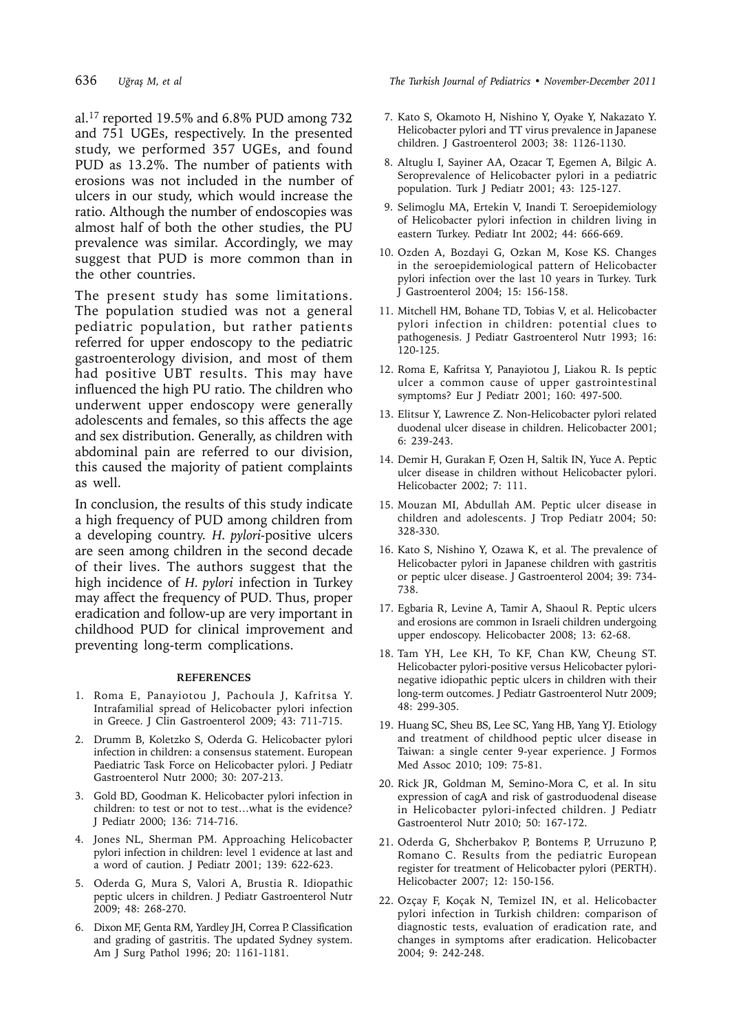al.[17] reported 19.5% and 6.8% PUD among 732 and 751 UGEs, respectively. In the presented study, we performed 357 UGEs, and found PUD as 13.2%. The number of patients with erosions was not included in the number of ulcers in our study, which would increase the ratio. Although the number of endoscopies was almost half of both the other studies, the PU prevalence was similar. Accordingly, we may suggest that PUD is more common than in the other countries.

The present study has some limitations. The population studied was not a general pediatric population, but rather patients referred for upper endoscopy to the pediatric gastroenterology division, and most of them had positive UBT results. This may have influenced the high PU ratio. The children who underwent upper endoscopy were generally adolescents and females, so this affects the age and sex distribution. Generally, as children with abdominal pain are referred to our division, this caused the majority of patient complaints as well.

In conclusion, the results of this study indicate a high frequency of PUD among children from a developing country. *H. pylori*-positive ulcers are seen among children in the second decade of their lives. The authors suggest that the high incidence of *H. pylori* infection in Turkey may affect the frequency of PUD. Thus, proper eradication and follow-up are very important in childhood PUD for clinical improvement and preventing long-term complications.

## REFERENCES

1. Roma E, Panayiotou J, Pachoula J, Kafritsa Y. Intrafamilial spread of Helicobacter pylori infection in Greece. J Clin Gastroenterol 2009; 43: 711-715.
2. Drumm B, Koletzko S, Oderda G. Helicobacter pylori infection in children: a consensus statement. European Paediatric Task Force on Helicobacter pylori. J Pediatr Gastroenterol Nutr 2000; 30: 207-213.
3. Gold BD, Goodman K. Helicobacter pylori infection in children: to test or not to test…what is the evidence? J Pediatr 2000; 136: 714-716.
4. Jones NL, Sherman PM. Approaching Helicobacter pylori infection in children: level 1 evidence at last and a word of caution. J Pediatr 2001; 139: 622-623.
5. Oderda G, Mura S, Valori A, Brustia R. Idiopathic peptic ulcers in children. J Pediatr Gastroenterol Nutr 2009; 48: 268-270.
6. Dixon MF, Genta RM, Yardley JH, Correa P. Classification and grading of gastritis. The updated Sydney system. Am J Surg Pathol 1996; 20: 1161-1181.
7. Kato S, Okamoto H, Nishino Y, Oyake Y, Nakazato Y. Helicobacter pylori and TT virus prevalence in Japanese children. J Gastroenterol 2003; 38: 1126-1130.
8. Altuglu I, Sayiner AA, Ozacar T, Egemen A, Bilgic A. Seroprevalence of Helicobacter pylori in a pediatric population. Turk J Pediatr 2001; 43: 125-127.
9. Selimoglu MA, Ertekin V, Inandi T. Seroepidemiology of Helicobacter pylori infection in children living in eastern Turkey. Pediatr Int 2002; 44: 666-669.
10. Ozden A, Bozdayi G, Ozkan M, Kose KS. Changes in the seroepidemiological pattern of Helicobacter pylori infection over the last 10 years in Turkey. Turk J Gastroenterol 2004; 15: 156-158.
11. Mitchell HM, Bohane TD, Tobias V, et al. Helicobacter pylori infection in children: potential clues to pathogenesis. J Pediatr Gastroenterol Nutr 1993; 16: 120-125.
12. Roma E, Kafritsa Y, Panayiotou J, Liakou R. Is peptic ulcer a common cause of upper gastrointestinal symptoms? Eur J Pediatr 2001; 160: 497-500.
13. Elitsur Y, Lawrence Z. Non-Helicobacter pylori related duodenal ulcer disease in children. Helicobacter 2001; 6: 239-243.
14. Demir H, Gurakan F, Ozen H, Saltik IN, Yuce A. Peptic ulcer disease in children without Helicobacter pylori. Helicobacter 2002; 7: 111.
15. Mouzan MI, Abdullah AM. Peptic ulcer disease in children and adolescents. J Trop Pediatr 2004; 50: 328-330.
16. Kato S, Nishino Y, Ozawa K, et al. The prevalence of Helicobacter pylori in Japanese children with gastritis or peptic ulcer disease. J Gastroenterol 2004; 39: 734-738.
17. Egbaria R, Levine A, Tamir A, Shaoul R. Peptic ulcers and erosions are common in Israeli children undergoing upper endoscopy. Helicobacter 2008; 13: 62-68.
18. Tam YH, Lee KH, To KF, Chan KW, Cheung ST. Helicobacter pylori-positive versus Helicobacter pylori-negative idiopathic peptic ulcers in children with their long-term outcomes. J Pediatr Gastroenterol Nutr 2009; 48: 299-305.
19. Huang SC, Sheu BS, Lee SC, Yang HB, Yang YJ. Etiology and treatment of childhood peptic ulcer disease in Taiwan: a single center 9-year experience. J Formos Med Assoc 2010; 109: 75-81.
20. Rick JR, Goldman M, Semino-Mora C, et al. In situ expression of cagA and risk of gastroduodenal disease in Helicobacter pylori-infected children. J Pediatr Gastroenterol Nutr 2010; 50: 167-172.
21. Oderda G, Shcherbakov P, Bontems P, Urruzuno P, Romano C. Results from the pediatric European register for treatment of Helicobacter pylori (PERTH). Helicobacter 2007; 12: 150-156.
22. Ozçay F, Koçak N, Temizel IN, et al. Helicobacter pylori infection in Turkish children: comparison of diagnostic tests, evaluation of eradication rate, and changes in symptoms after eradication. Helicobacter 2004; 9: 242-248.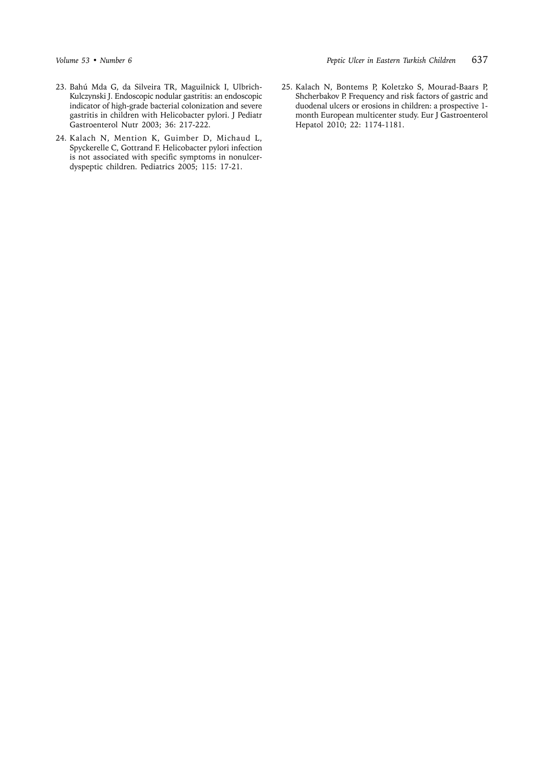23. Bahú Mda G, da Silveira TR, Maguilnick I, Ulbrich-Kulczynski J. Endoscopic nodular gastritis: an endoscopic indicator of high-grade bacterial colonization and severe gastritis in children with Helicobacter pylori. J Pediatr Gastroenterol Nutr 2003; 36: 217-222.

24. Kalach N, Mention K, Guimber D, Michaud L, Spyckerelle C, Gottrand F. Helicobacter pylori infection is not associated with specific symptoms in nonulcer-dyspeptic children. Pediatrics 2005; 115: 17-21.

25. Kalach N, Bontems P, Koletzko S, Mourad-Baars P, Shcherbakov P. Frequency and risk factors of gastric and duodenal ulcers or erosions in children: a prospective 1-month European multicenter study. Eur J Gastroenterol Hepatol 2010; 22: 1174-1181.